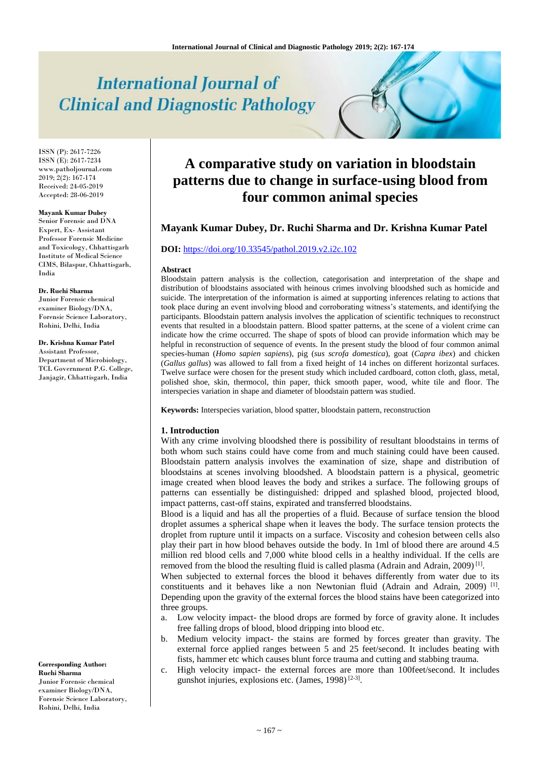# International Journal of Clinical and Diagnostic Pathology

ISSN (P): 2617-7226
ISSN (E): 2617-7234
www.patholjournal.com
2019; 2(2): 167-174
Received: 24-05-2019
Accepted: 28-06-2019

**Mayank Kumar Dubey**
Senior Forensic and DNA Expert, Ex- Assistant Professor Forensic Medicine and Toxicology, Chhattisgarh Institute of Medical Science CIMS, Bilaspur, Chhattisgarh, India

**Dr. Ruchi Sharma**
Junior Forensic chemical examiner Biology/DNA, Forensic Science Laboratory, Rohini, Delhi, India

**Dr. Krishna Kumar Patel**
Assistant Professor, Department of Microbiology, TCL Government P.G. College, Janjagir, Chhattisgarh, India

**Corresponding Author:**
**Ruchi Sharma**
Junior Forensic chemical examiner Biology/DNA, Forensic Science Laboratory, Rohini, Delhi, India

# A comparative study on variation in bloodstain patterns due to change in surface-using blood from four common animal species

**Mayank Kumar Dubey, Dr. Ruchi Sharma and Dr. Krishna Kumar Patel**

**DOI:** https://doi.org/10.33545/pathol.2019.v2.i2c.102

### Abstract

Bloodstain pattern analysis is the collection, categorisation and interpretation of the shape and distribution of bloodstains associated with heinous crimes involving bloodshed such as homicide and suicide. The interpretation of the information is aimed at supporting inferences relating to actions that took place during an event involving blood and corroborating witness's statements, and identifying the participants. Bloodstain pattern analysis involves the application of scientific techniques to reconstruct events that resulted in a bloodstain pattern. Blood spatter patterns, at the scene of a violent crime can indicate how the crime occurred. The shape of spots of blood can provide information which may be helpful in reconstruction of sequence of events. In the present study the blood of four common animal species-human (*Homo sapien sapiens*), pig (*sus scrofa domestica*), goat (*Capra ibex*) and chicken (*Gallus gallus*) was allowed to fall from a fixed height of 14 inches on different horizontal surfaces. Twelve surface were chosen for the present study which included cardboard, cotton cloth, glass, metal, polished shoe, skin, thermocol, thin paper, thick smooth paper, wood, white tile and floor. The interspecies variation in shape and diameter of bloodstain pattern was studied.

**Keywords:** Interspecies variation, blood spatter, bloodstain pattern, reconstruction

## 1. Introduction

With any crime involving bloodshed there is possibility of resultant bloodstains in terms of both whom such stains could have come from and much staining could have been caused. Bloodstain pattern analysis involves the examination of size, shape and distribution of bloodstains at scenes involving bloodshed. A bloodstain pattern is a physical, geometric image created when blood leaves the body and strikes a surface. The following groups of patterns can essentially be distinguished: dripped and splashed blood, projected blood, impact patterns, cast-off stains, expirated and transferred bloodstains.

Blood is a liquid and has all the properties of a fluid. Because of surface tension the blood droplet assumes a spherical shape when it leaves the body. The surface tension protects the droplet from rupture until it impacts on a surface. Viscosity and cohesion between cells also play their part in how blood behaves outside the body. In 1ml of blood there are around 4.5 million red blood cells and 7,000 white blood cells in a healthy individual. If the cells are removed from the blood the resulting fluid is called plasma (Adrain and Adrain, 2009) [1].

When subjected to external forces the blood it behaves differently from water due to its constituents and it behaves like a non Newtonian fluid (Adrain and Adrain, 2009) [1]. Depending upon the gravity of the external forces the blood stains have been categorized into three groups.

a. Low velocity impact- the blood drops are formed by force of gravity alone. It includes free falling drops of blood, blood dripping into blood etc.
b. Medium velocity impact- the stains are formed by forces greater than gravity. The external force applied ranges between 5 and 25 feet/second. It includes beating with fists, hammer etc which causes blunt force trauma and cutting and stabbing trauma.
c. High velocity impact- the external forces are more than 100feet/second. It includes gunshot injuries, explosions etc. (James, 1998) [2-3].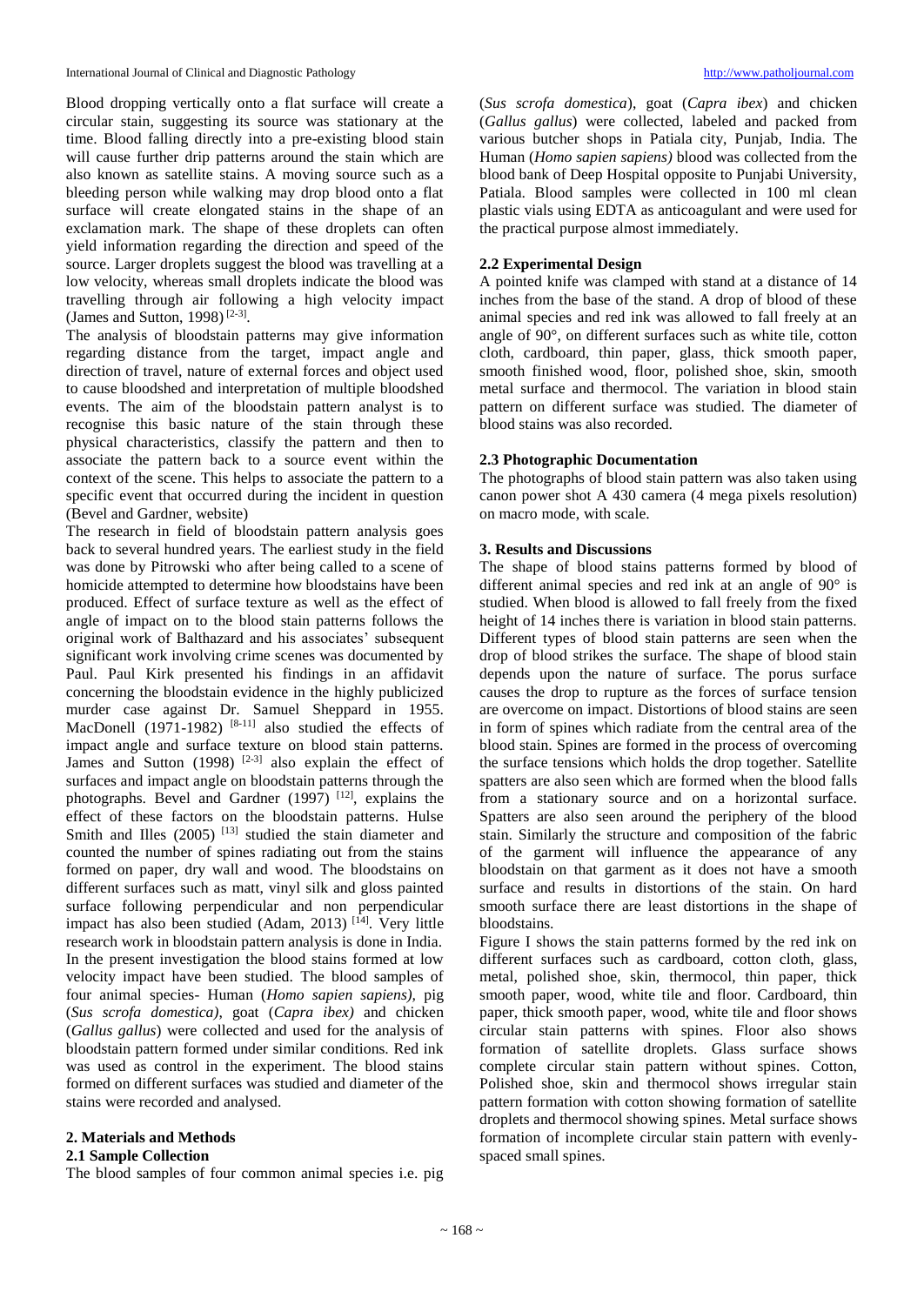Blood dropping vertically onto a flat surface will create a circular stain, suggesting its source was stationary at the time. Blood falling directly into a pre-existing blood stain will cause further drip patterns around the stain which are also known as satellite stains. A moving source such as a bleeding person while walking may drop blood onto a flat surface will create elongated stains in the shape of an exclamation mark. The shape of these droplets can often yield information regarding the direction and speed of the source. Larger droplets suggest the blood was travelling at a low velocity, whereas small droplets indicate the blood was travelling through air following a high velocity impact (James and Sutton, 1998) [2-3].

The analysis of bloodstain patterns may give information regarding distance from the target, impact angle and direction of travel, nature of external forces and object used to cause bloodshed and interpretation of multiple bloodshed events. The aim of the bloodstain pattern analyst is to recognise this basic nature of the stain through these physical characteristics, classify the pattern and then to associate the pattern back to a source event within the context of the scene. This helps to associate the pattern to a specific event that occurred during the incident in question (Bevel and Gardner, website)

The research in field of bloodstain pattern analysis goes back to several hundred years. The earliest study in the field was done by Pitrowski who after being called to a scene of homicide attempted to determine how bloodstains have been produced. Effect of surface texture as well as the effect of angle of impact on to the blood stain patterns follows the original work of Balthazard and his associates' subsequent significant work involving crime scenes was documented by Paul. Paul Kirk presented his findings in an affidavit concerning the bloodstain evidence in the highly publicized murder case against Dr. Samuel Sheppard in 1955. MacDonell (1971-1982) [8-11] also studied the effects of impact angle and surface texture on blood stain patterns. James and Sutton (1998) [2-3] also explain the effect of surfaces and impact angle on bloodstain patterns through the photographs. Bevel and Gardner (1997) [12], explains the effect of these factors on the bloodstain patterns. Hulse Smith and Illes (2005) [13] studied the stain diameter and counted the number of spines radiating out from the stains formed on paper, dry wall and wood. The bloodstains on different surfaces such as matt, vinyl silk and gloss painted surface following perpendicular and non perpendicular impact has also been studied (Adam, 2013) [14]. Very little research work in bloodstain pattern analysis is done in India. In the present investigation the blood stains formed at low velocity impact have been studied. The blood samples of four animal species- Human (*Homo sapien sapiens)*, pig (*Sus scrofa domestica)*, goat (*Capra ibex)* and chicken (*Gallus gallus*) were collected and used for the analysis of bloodstain pattern formed under similar conditions. Red ink was used as control in the experiment. The blood stains formed on different surfaces was studied and diameter of the stains were recorded and analysed.

## 2. Materials and Methods

### 2.1 Sample Collection

The blood samples of four common animal species i.e. pig (*Sus scrofa domestica*), goat (*Capra ibex*) and chicken (*Gallus gallus*) were collected, labeled and packed from various butcher shops in Patiala city, Punjab, India. The Human (*Homo sapien sapiens)* blood was collected from the blood bank of Deep Hospital opposite to Punjabi University, Patiala. Blood samples were collected in 100 ml clean plastic vials using EDTA as anticoagulant and were used for the practical purpose almost immediately.

### 2.2 Experimental Design

A pointed knife was clamped with stand at a distance of 14 inches from the base of the stand. A drop of blood of these animal species and red ink was allowed to fall freely at an angle of 90°, on different surfaces such as white tile, cotton cloth, cardboard, thin paper, glass, thick smooth paper, smooth finished wood, floor, polished shoe, skin, smooth metal surface and thermocol. The variation in blood stain pattern on different surface was studied. The diameter of blood stains was also recorded.

### 2.3 Photographic Documentation

The photographs of blood stain pattern was also taken using canon power shot A 430 camera (4 mega pixels resolution) on macro mode, with scale.

## 3. Results and Discussions

The shape of blood stains patterns formed by blood of different animal species and red ink at an angle of 90° is studied. When blood is allowed to fall freely from the fixed height of 14 inches there is variation in blood stain patterns. Different types of blood stain patterns are seen when the drop of blood strikes the surface. The shape of blood stain depends upon the nature of surface. The porus surface causes the drop to rupture as the forces of surface tension are overcome on impact. Distortions of blood stains are seen in form of spines which radiate from the central area of the blood stain. Spines are formed in the process of overcoming the surface tensions which holds the drop together. Satellite spatters are also seen which are formed when the blood falls from a stationary source and on a horizontal surface. Spatters are also seen around the periphery of the blood stain. Similarly the structure and composition of the fabric of the garment will influence the appearance of any bloodstain on that garment as it does not have a smooth surface and results in distortions of the stain. On hard smooth surface there are least distortions in the shape of bloodstains.

Figure I shows the stain patterns formed by the red ink on different surfaces such as cardboard, cotton cloth, glass, metal, polished shoe, skin, thermocol, thin paper, thick smooth paper, wood, white tile and floor. Cardboard, thin paper, thick smooth paper, wood, white tile and floor shows circular stain patterns with spines. Floor also shows formation of satellite droplets. Glass surface shows complete circular stain pattern without spines. Cotton, Polished shoe, skin and thermocol shows irregular stain pattern formation with cotton showing formation of satellite droplets and thermocol showing spines. Metal surface shows formation of incomplete circular stain pattern with evenly-spaced small spines.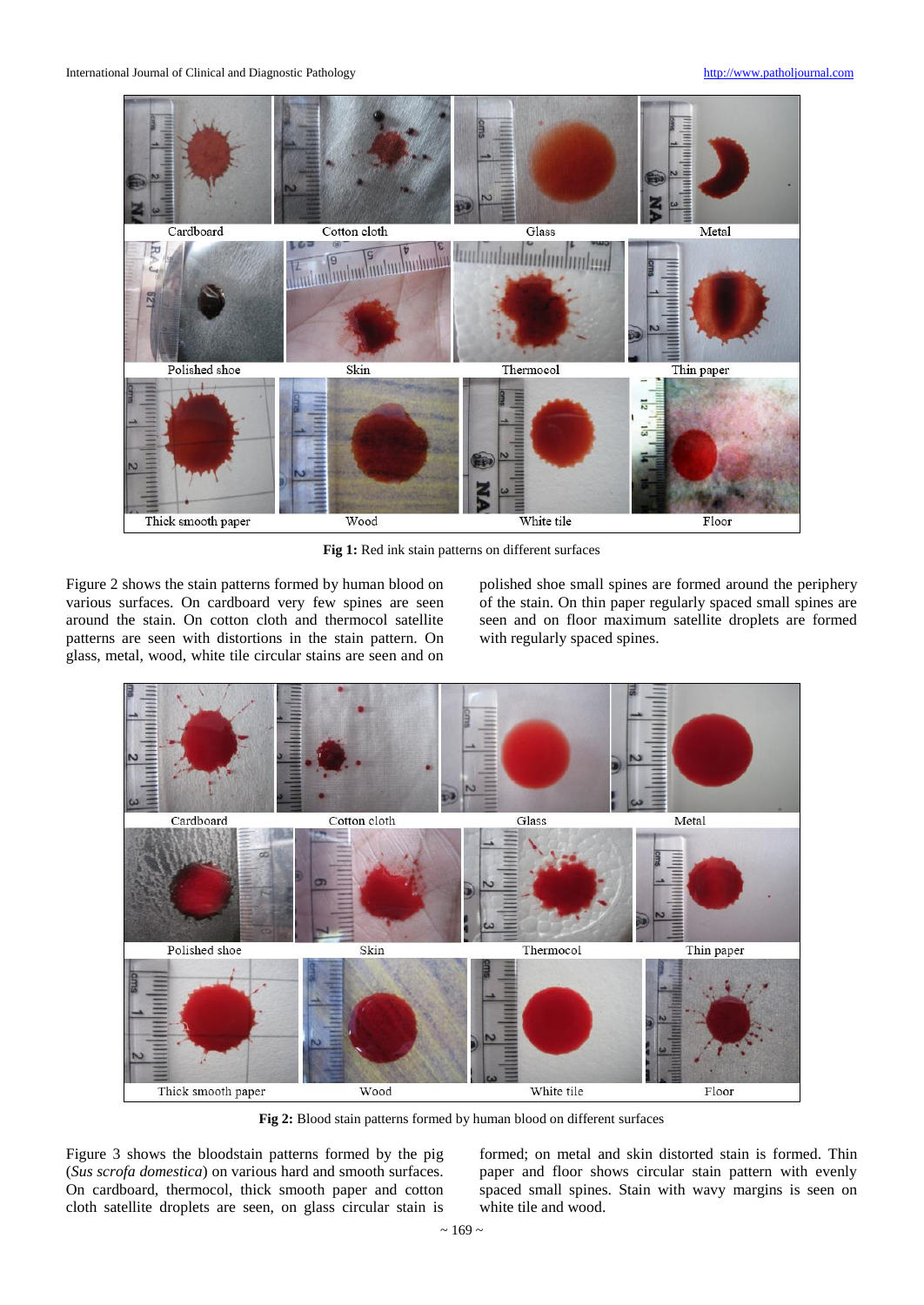Fig 1: Red ink stain patterns on different surfaces

Figure 2 shows the stain patterns formed by human blood on various surfaces. On cardboard very few spines are seen around the stain. On cotton cloth and thermocol satellite patterns are seen with distortions in the stain pattern. On glass, metal, wood, white tile circular stains are seen and on polished shoe small spines are formed around the periphery of the stain. On thin paper regularly spaced small spines are seen and on floor maximum satellite droplets are formed with regularly spaced spines.

**Fig 2:** Blood stain patterns formed by human blood on different surfaces

Figure 3 shows the bloodstain patterns formed by the pig (*Sus scrofa domestica*) on various hard and smooth surfaces. On cardboard, thermocol, thick smooth paper and cotton cloth satellite droplets are seen, on glass circular stain is formed; on metal and skin distorted stain is formed. Thin paper and floor shows circular stain pattern with evenly spaced small spines. Stain with wavy margins is seen on white tile and wood.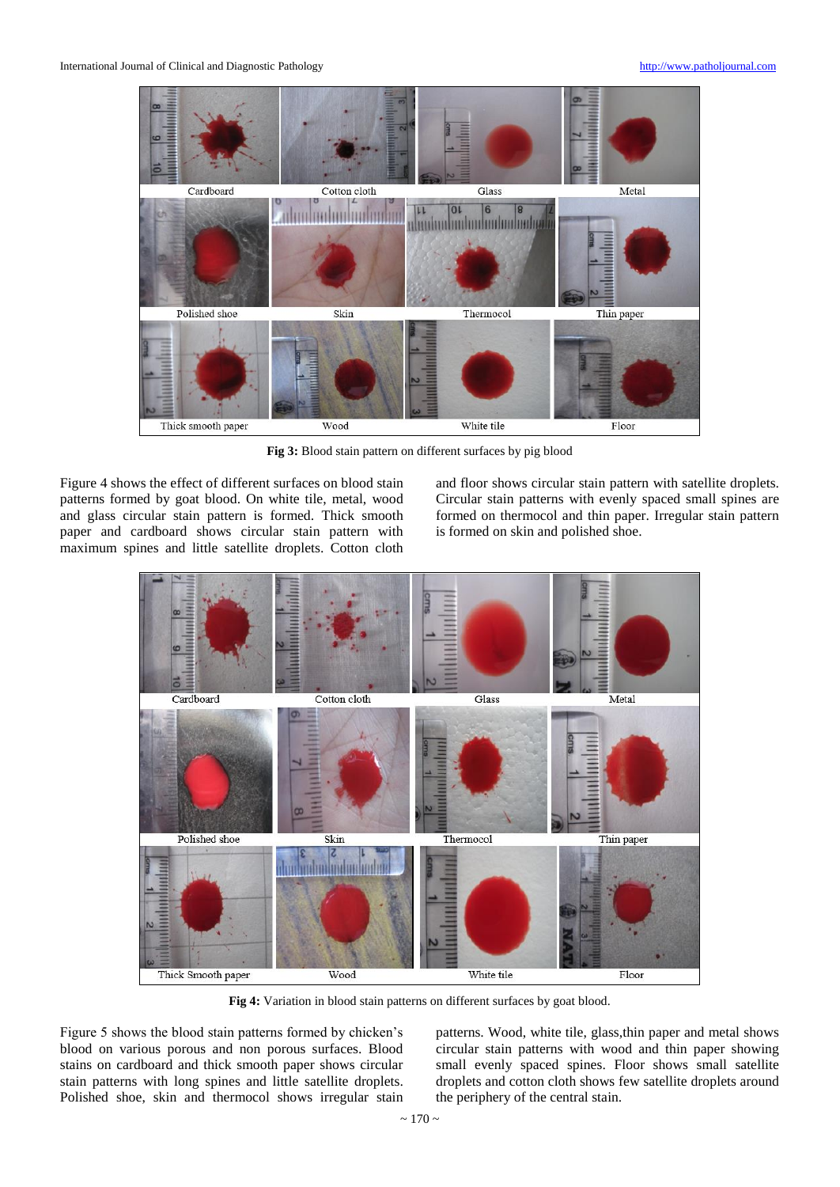**Fig 3:** Blood stain pattern on different surfaces by pig blood

Figure 4 shows the effect of different surfaces on blood stain patterns formed by goat blood. On white tile, metal, wood and glass circular stain pattern is formed. Thick smooth paper and cardboard shows circular stain pattern with maximum spines and little satellite droplets. Cotton cloth and floor shows circular stain pattern with satellite droplets. Circular stain patterns with evenly spaced small spines are formed on thermocol and thin paper. Irregular stain pattern is formed on skin and polished shoe.

**Fig 4:** Variation in blood stain patterns on different surfaces by goat blood.

Figure 5 shows the blood stain patterns formed by chicken's blood on various porous and non porous surfaces. Blood stains on cardboard and thick smooth paper shows circular stain patterns with long spines and little satellite droplets. Polished shoe, skin and thermocol shows irregular stain patterns. Wood, white tile, glass,thin paper and metal shows circular stain patterns with wood and thin paper showing small evenly spaced spines. Floor shows small satellite droplets and cotton cloth shows few satellite droplets around the periphery of the central stain.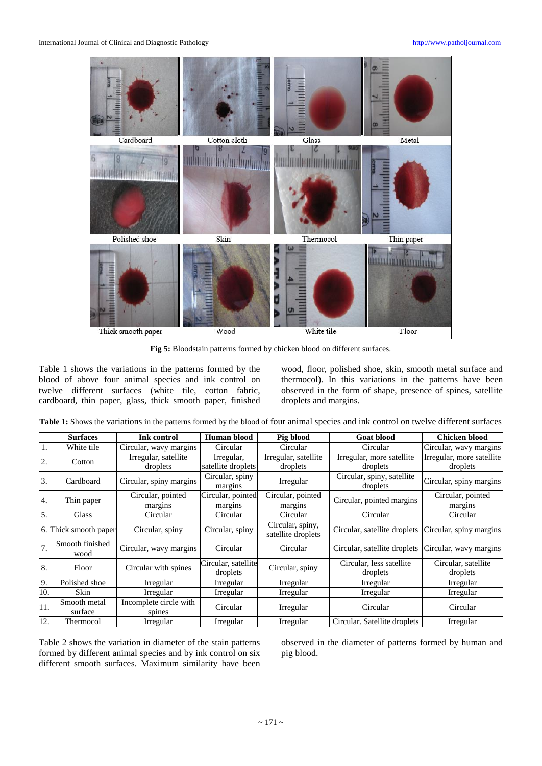Fig 5: Bloodstain patterns formed by chicken blood on different surfaces.

Table 1 shows the variations in the patterns formed by the blood of above four animal species and ink control on twelve different surfaces (white tile, cotton fabric, cardboard, thin paper, glass, thick smooth paper, finished wood, floor, polished shoe, skin, smooth metal surface and thermocol). In this variations in the patterns have been observed in the form of shape, presence of spines, satellite droplets and margins.

**Table 1:** Shows the variations in the patterns formed by the blood of four animal species and ink control on twelve different surfaces

| | Surfaces | Ink control | Human blood | Pig blood | Goat blood | Chicken blood |
|---|---|---|---|---|---|---|
| 1. | White tile | Circular, wavy margins | Circular | Circular | Circular | Circular, wavy margins |
| 2. | Cotton | Irregular, satellite droplets | Irregular, satellite droplets | Irregular, satellite droplets | Irregular, more satellite droplets | Irregular, more satellite droplets |
| 3. | Cardboard | Circular, spiny margins | Circular, spiny margins | Irregular | Circular, spiny, satellite droplets | Circular, spiny margins |
| 4. | Thin paper | Circular, pointed margins | Circular, pointed margins | Circular, pointed margins | Circular, pointed margins | Circular, pointed margins |
| 5. | Glass | Circular | Circular | Circular | Circular | Circular |
| 6. | Thick smooth paper | Circular, spiny | Circular, spiny | Circular, spiny, satellite droplets | Circular, satellite droplets | Circular, spiny margins |
| 7. | Smooth finished wood | Circular, wavy margins | Circular | Circular | Circular, satellite droplets | Circular, wavy margins |
| 8. | Floor | Circular with spines | Circular, satellite droplets | Circular, spiny | Circular, less satellite droplets | Circular, satellite droplets |
| 9. | Polished shoe | Irregular | Irregular | Irregular | Irregular | Irregular |
| 10. | Skin | Irregular | Irregular | Irregular | Irregular | Irregular |
| 11. | Smooth metal surface | Incomplete circle with spines | Circular | Irregular | Circular | Circular |
| 12. | Thermocol | Irregular | Irregular | Irregular | Circular. Satellite droplets | Irregular |

Table 2 shows the variation in diameter of the stain patterns formed by different animal species and by ink control on six different smooth surfaces. Maximum similarity have been observed in the diameter of patterns formed by human and pig blood.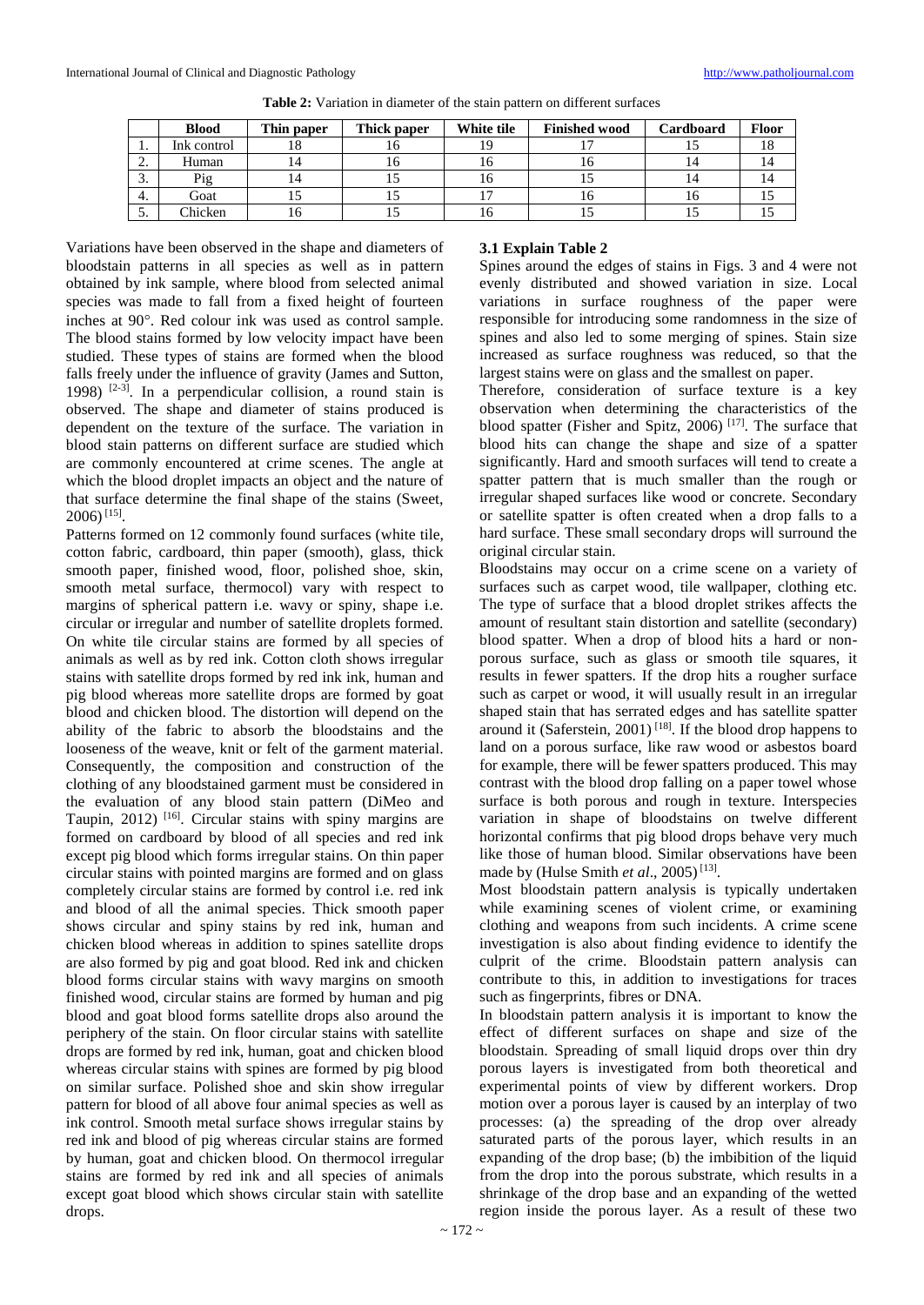**Table 2:** Variation in diameter of the stain pattern on different surfaces

| | Blood | Thin paper | Thick paper | White tile | Finished wood | Cardboard | Floor |
|---|---|---|---|---|---|---|---|
| 1. | Ink control | 18 | 16 | 19 | 17 | 15 | 18 |
| 2. | Human | 14 | 16 | 16 | 16 | 14 | 14 |
| 3. | Pig | 14 | 15 | 16 | 15 | 14 | 14 |
| 4. | Goat | 15 | 15 | 17 | 16 | 16 | 15 |
| 5. | Chicken | 16 | 15 | 16 | 15 | 15 | 15 |

Variations have been observed in the shape and diameters of bloodstain patterns in all species as well as in pattern obtained by ink sample, where blood from selected animal species was made to fall from a fixed height of fourteen inches at 90°. Red colour ink was used as control sample. The blood stains formed by low velocity impact have been studied. These types of stains are formed when the blood falls freely under the influence of gravity (James and Sutton, 1998) [2-3]. In a perpendicular collision, a round stain is observed. The shape and diameter of stains produced is dependent on the texture of the surface. The variation in blood stain patterns on different surface are studied which are commonly encountered at crime scenes. The angle at which the blood droplet impacts an object and the nature of that surface determine the final shape of the stains (Sweet, 2006) [15].

Patterns formed on 12 commonly found surfaces (white tile, cotton fabric, cardboard, thin paper (smooth), glass, thick smooth paper, finished wood, floor, polished shoe, skin, smooth metal surface, thermocol) vary with respect to margins of spherical pattern i.e. wavy or spiny, shape i.e. circular or irregular and number of satellite droplets formed. On white tile circular stains are formed by all species of animals as well as by red ink. Cotton cloth shows irregular stains with satellite drops formed by red ink ink, human and pig blood whereas more satellite drops are formed by goat blood and chicken blood. The distortion will depend on the ability of the fabric to absorb the bloodstains and the looseness of the weave, knit or felt of the garment material. Consequently, the composition and construction of the clothing of any bloodstained garment must be considered in the evaluation of any blood stain pattern (DiMeo and Taupin, 2012) [16]. Circular stains with spiny margins are formed on cardboard by blood of all species and red ink except pig blood which forms irregular stains. On thin paper circular stains with pointed margins are formed and on glass completely circular stains are formed by control i.e. red ink and blood of all the animal species. Thick smooth paper shows circular and spiny stains by red ink, human and chicken blood whereas in addition to spines satellite drops are also formed by pig and goat blood. Red ink and chicken blood forms circular stains with wavy margins on smooth finished wood, circular stains are formed by human and pig blood and goat blood forms satellite drops also around the periphery of the stain. On floor circular stains with satellite drops are formed by red ink, human, goat and chicken blood whereas circular stains with spines are formed by pig blood on similar surface. Polished shoe and skin show irregular pattern for blood of all above four animal species as well as ink control. Smooth metal surface shows irregular stains by red ink and blood of pig whereas circular stains are formed by human, goat and chicken blood. On thermocol irregular stains are formed by red ink and all species of animals except goat blood which shows circular stain with satellite drops.

### 3.1 Explain Table 2

Spines around the edges of stains in Figs. 3 and 4 were not evenly distributed and showed variation in size. Local variations in surface roughness of the paper were responsible for introducing some randomness in the size of spines and also led to some merging of spines. Stain size increased as surface roughness was reduced, so that the largest stains were on glass and the smallest on paper.

Therefore, consideration of surface texture is a key observation when determining the characteristics of the blood spatter (Fisher and Spitz, 2006) [17]. The surface that blood hits can change the shape and size of a spatter significantly. Hard and smooth surfaces will tend to create a spatter pattern that is much smaller than the rough or irregular shaped surfaces like wood or concrete. Secondary or satellite spatter is often created when a drop falls to a hard surface. These small secondary drops will surround the original circular stain.

Bloodstains may occur on a crime scene on a variety of surfaces such as carpet wood, tile wallpaper, clothing etc. The type of surface that a blood droplet strikes affects the amount of resultant stain distortion and satellite (secondary) blood spatter. When a drop of blood hits a hard or non-porous surface, such as glass or smooth tile squares, it results in fewer spatters. If the drop hits a rougher surface such as carpet or wood, it will usually result in an irregular shaped stain that has serrated edges and has satellite spatter around it (Saferstein, 2001) [18]. If the blood drop happens to land on a porous surface, like raw wood or asbestos board for example, there will be fewer spatters produced. This may contrast with the blood drop falling on a paper towel whose surface is both porous and rough in texture. Interspecies variation in shape of bloodstains on twelve different horizontal confirms that pig blood drops behave very much like those of human blood. Similar observations have been made by (Hulse Smith *et al*., 2005) [13].

Most bloodstain pattern analysis is typically undertaken while examining scenes of violent crime, or examining clothing and weapons from such incidents. A crime scene investigation is also about finding evidence to identify the culprit of the crime. Bloodstain pattern analysis can contribute to this, in addition to investigations for traces such as fingerprints, fibres or DNA.

In bloodstain pattern analysis it is important to know the effect of different surfaces on shape and size of the bloodstain. Spreading of small liquid drops over thin dry porous layers is investigated from both theoretical and experimental points of view by different workers. Drop motion over a porous layer is caused by an interplay of two processes: (a) the spreading of the drop over already saturated parts of the porous layer, which results in an expanding of the drop base; (b) the imbibition of the liquid from the drop into the porous substrate, which results in a shrinkage of the drop base and an expanding of the wetted region inside the porous layer. As a result of these two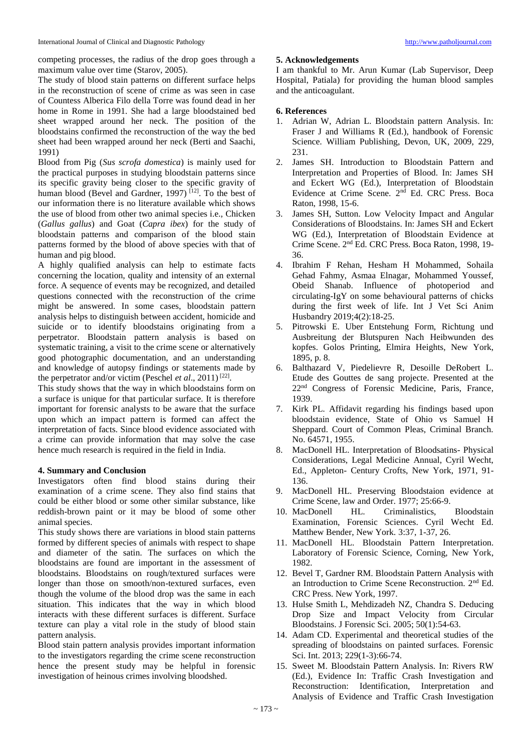competing processes, the radius of the drop goes through a maximum value over time (Starov, 2005).

The study of blood stain patterns on different surface helps in the reconstruction of scene of crime as was seen in case of Countess Alberica Filo della Torre was found dead in her home in Rome in 1991. She had a large bloodstained bed sheet wrapped around her neck. The position of the bloodstains confirmed the reconstruction of the way the bed sheet had been wrapped around her neck (Berti and Saachi, 1991)

Blood from Pig (*Sus scrofa domestica*) is mainly used for the practical purposes in studying bloodstain patterns since its specific gravity being closer to the specific gravity of human blood (Bevel and Gardner, 1997) [12]. To the best of our information there is no literature available which shows the use of blood from other two animal species i.e., Chicken (*Gallus gallus*) and Goat (*Capra ibex*) for the study of bloodstain patterns and comparison of the blood stain patterns formed by the blood of above species with that of human and pig blood.

A highly qualified analysis can help to estimate facts concerning the location, quality and intensity of an external force. A sequence of events may be recognized, and detailed questions connected with the reconstruction of the crime might be answered. In some cases, bloodstain pattern analysis helps to distinguish between accident, homicide and suicide or to identify bloodstains originating from a perpetrator. Bloodstain pattern analysis is based on systematic training, a visit to the crime scene or alternatively good photographic documentation, and an understanding and knowledge of autopsy findings or statements made by the perpetrator and/or victim (Peschel *et al*., 2011) [22].

This study shows that the way in which bloodstains form on a surface is unique for that particular surface. It is therefore important for forensic analysts to be aware that the surface upon which an impact pattern is formed can affect the interpretation of facts. Since blood evidence associated with a crime can provide information that may solve the case hence much research is required in the field in India.

## 4. Summary and Conclusion

Investigators often find blood stains during their examination of a crime scene. They also find stains that could be either blood or some other similar substance, like reddish-brown paint or it may be blood of some other animal species.

This study shows there are variations in blood stain patterns formed by different species of animals with respect to shape and diameter of the satin. The surfaces on which the bloodstains are found are important in the assessment of bloodstains. Bloodstains on rough/textured surfaces were longer than those on smooth/non-textured surfaces, even though the volume of the blood drop was the same in each situation. This indicates that the way in which blood interacts with these different surfaces is different. Surface texture can play a vital role in the study of blood stain pattern analysis.

Blood stain pattern analysis provides important information to the investigators regarding the crime scene reconstruction hence the present study may be helpful in forensic investigation of heinous crimes involving bloodshed.

## 5. Acknowledgements

I am thankful to Mr. Arun Kumar (Lab Supervisor, Deep Hospital, Patiala) for providing the human blood samples and the anticoagulant.

## 6. References

1. Adrian W, Adrian L. Bloodstain pattern Analysis. In: Fraser J and Williams R (Ed.), handbook of Forensic Science. William Publishing, Devon, UK, 2009, 229, 231.
2. James SH. Introduction to Bloodstain Pattern and Interpretation and Properties of Blood. In: James SH and Eckert WG (Ed.), Interpretation of Bloodstain Evidence at Crime Scene. 2nd Ed. CRC Press. Boca Raton, 1998, 15-6.
3. James SH, Sutton. Low Velocity Impact and Angular Considerations of Bloodstains. In: James SH and Eckert WG (Ed.), Interpretation of Bloodstain Evidence at Crime Scene. 2nd Ed. CRC Press. Boca Raton, 1998, 19-36.
4. Ibrahim F Rehan, Hesham H Mohammed, Sohaila Gehad Fahmy, Asmaa Elnagar, Mohammed Youssef, Obeid Shanab. Influence of photoperiod and circulating-IgY on some behavioural patterns of chicks during the first week of life. Int J Vet Sci Anim Husbandry 2019;4(2):18-25.
5. Pitrowski E. Uber Entstehung Form, Richtung und Ausbreitung der Blutspuren Nach Heibwunden des kopfes. Golos Printing, Elmira Heights, New York, 1895, p. 8.
6. Balthazard V, Piedelievre R, Desoille DeRobert L. Etude des Gouttes de sang projecte. Presented at the 22nd Congress of Forensic Medicine, Paris, France, 1939.
7. Kirk PL. Affidavit regarding his findings based upon bloodstain evidence, State of Ohio vs Samuel H Sheppard. Court of Common Pleas, Criminal Branch. No. 64571, 1955.
8. MacDonell HL. Interpretation of Bloodstains- Physical Considerations, Legal Medicine Annual, Cyril Wecht, Ed., Appleton- Century Crofts, New York, 1971, 91-136.
9. MacDonell HL. Preserving Bloodstaion evidence at Crime Scene, law and Order. 1977; 25:66-9.
10. MacDonell HL. Criminalistics, Bloodstain Examination, Forensic Sciences. Cyril Wecht Ed. Matthew Bender, New York. 3:37, 1-37, 26.
11. MacDonell HL. Bloodstain Pattern Interpretation. Laboratory of Forensic Science, Corning, New York, 1982.
12. Bevel T, Gardner RM. Bloodstain Pattern Analysis with an Introduction to Crime Scene Reconstruction. 2nd Ed. CRC Press. New York, 1997.
13. Hulse Smith L, Mehdizadeh NZ, Chandra S. Deducing Drop Size and Impact Velocity from Circular Bloodstains. J Forensic Sci. 2005; 50(1):54-63.
14. Adam CD. Experimental and theoretical studies of the spreading of bloodstains on painted surfaces. Forensic Sci. Int. 2013; 229(1-3):66-74.
15. Sweet M. Bloodstain Pattern Analysis. In: Rivers RW (Ed.), Evidence In: Traffic Crash Investigation and Reconstruction: Identification, Interpretation and Analysis of Evidence and Traffic Crash Investigation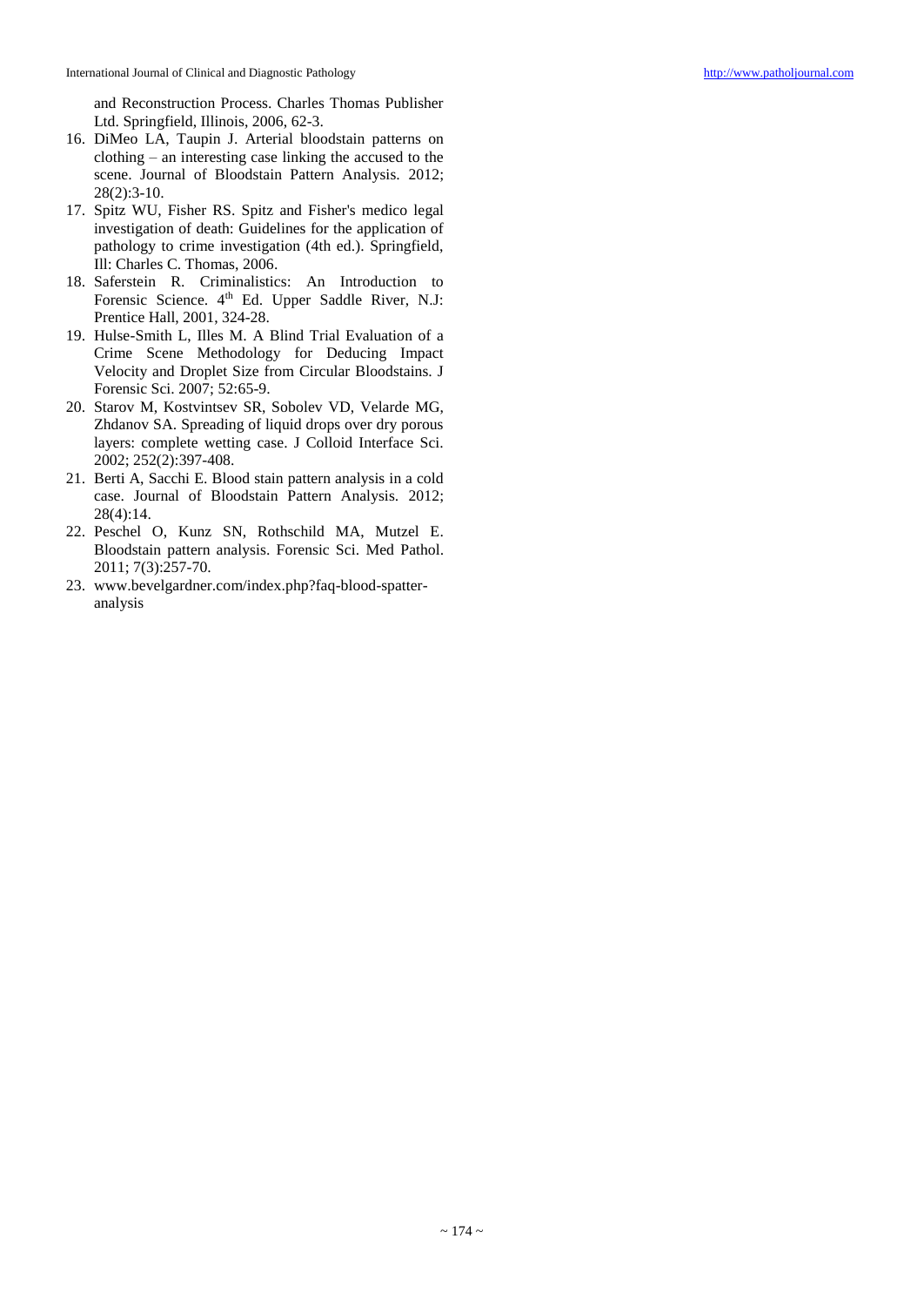and Reconstruction Process. Charles Thomas Publisher Ltd. Springfield, Illinois, 2006, 62-3.

16. DiMeo LA, Taupin J. Arterial bloodstain patterns on clothing – an interesting case linking the accused to the scene. Journal of Bloodstain Pattern Analysis. 2012; 28(2):3-10.
17. Spitz WU, Fisher RS. Spitz and Fisher's medico legal investigation of death: Guidelines for the application of pathology to crime investigation (4th ed.). Springfield, Ill: Charles C. Thomas, 2006.
18. Saferstein R. Criminalistics: An Introduction to Forensic Science. 4th Ed. Upper Saddle River, N.J: Prentice Hall, 2001, 324-28.
19. Hulse-Smith L, Illes M. A Blind Trial Evaluation of a Crime Scene Methodology for Deducing Impact Velocity and Droplet Size from Circular Bloodstains. J Forensic Sci. 2007; 52:65-9.
20. Starov M, Kostvintsev SR, Sobolev VD, Velarde MG, Zhdanov SA. Spreading of liquid drops over dry porous layers: complete wetting case. J Colloid Interface Sci. 2002; 252(2):397-408.
21. Berti A, Sacchi E. Blood stain pattern analysis in a cold case. Journal of Bloodstain Pattern Analysis. 2012; 28(4):14.
22. Peschel O, Kunz SN, Rothschild MA, Mutzel E. Bloodstain pattern analysis. Forensic Sci. Med Pathol. 2011; 7(3):257-70.
23. www.bevelgardner.com/index.php?faq-blood-spatter-analysis